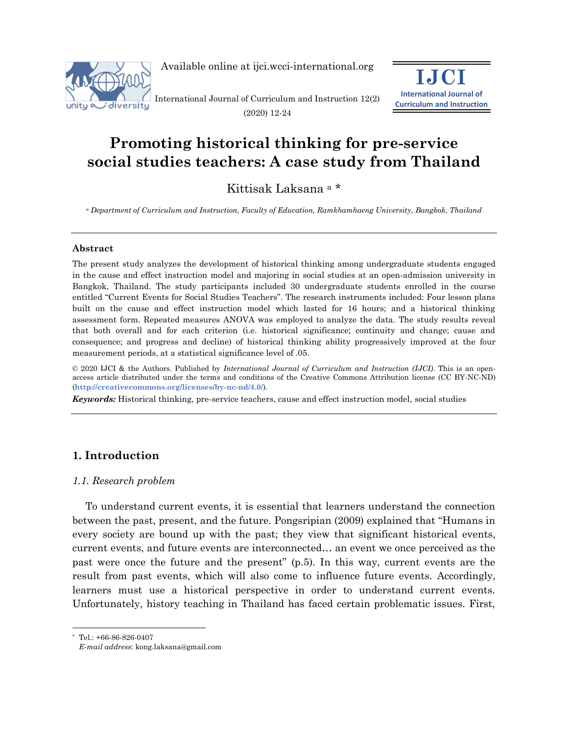# Promoting historical thinking for pre-service social studies teachers: A case study from Thailand

Kittisak Laksana [a] *

[a] *Department of Curriculum and Instruction, Faculty of Education, Ramkhamhaeng University, Bangkok, Thailand*

---

### Abstract

The present study analyzes the development of historical thinking among undergraduate students engaged in the cause and effect instruction model and majoring in social studies at an open-admission university in Bangkok, Thailand. The study participants included 30 undergraduate students enrolled in the course entitled "Current Events for Social Studies Teachers". The research instruments included: Four lesson plans built on the cause and effect instruction model which lasted for 16 hours; and a historical thinking assessment form. Repeated measures ANOVA was employed to analyze the data. The study results reveal that both overall and for each criterion (i.e. historical significance; continuity and change; cause and consequence; and progress and decline) of historical thinking ability progressively improved at the four measurement periods, at a statistical significance level of .05.

© 2020 IJCI & the Authors. Published by *International Journal of Curriculum and Instruction (IJCI)*. This is an open-access article distributed under the terms and conditions of the Creative Commons Attribution license (CC BY-NC-ND) (**http://creativecommons.org/licenses/by-nc-nd/4.0/**).

***Keywords:*** Historical thinking, pre-service teachers, cause and effect instruction model, social studies

---

## 1. Introduction

### *1.1. Research problem*

To understand current events, it is essential that learners understand the connection between the past, present, and the future. Pongsripian (2009) explained that "Humans in every society are bound up with the past; they view that significant historical events, current events, and future events are interconnected… an event we once perceived as the past were once the future and the present" (p.5). In this way, current events are the result from past events, which will also come to influence future events. Accordingly, learners must use a historical perspective in order to understand current events. Unfortunately, history teaching in Thailand has faced certain problematic issues. First,

---

* Tel.: +66-86-826-0407
*E-mail address*: kong.laksana@gmail.com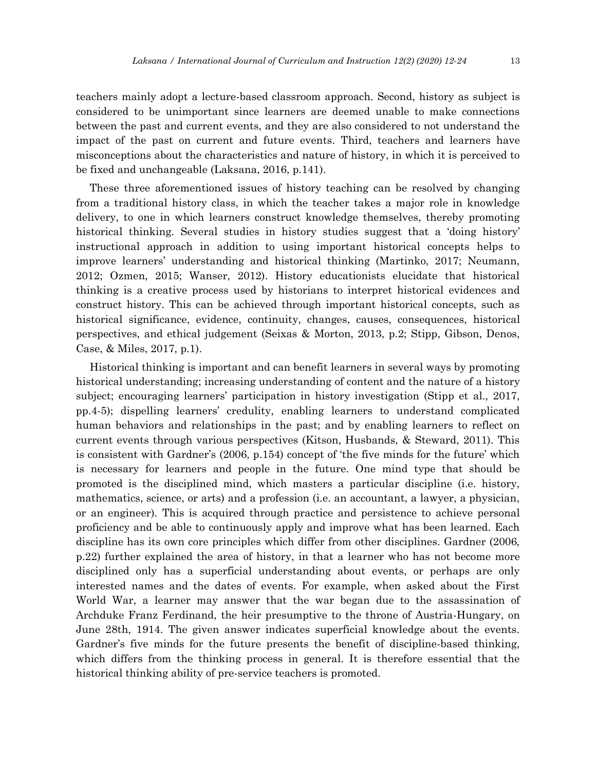teachers mainly adopt a lecture-based classroom approach. Second, history as subject is considered to be unimportant since learners are deemed unable to make connections between the past and current events, and they are also considered to not understand the impact of the past on current and future events. Third, teachers and learners have misconceptions about the characteristics and nature of history, in which it is perceived to be fixed and unchangeable (Laksana, 2016, p.141).

These three aforementioned issues of history teaching can be resolved by changing from a traditional history class, in which the teacher takes a major role in knowledge delivery, to one in which learners construct knowledge themselves, thereby promoting historical thinking. Several studies in history studies suggest that a 'doing history' instructional approach in addition to using important historical concepts helps to improve learners' understanding and historical thinking (Martinko, 2017; Neumann, 2012; Ozmen, 2015; Wanser, 2012). History educationists elucidate that historical thinking is a creative process used by historians to interpret historical evidences and construct history. This can be achieved through important historical concepts, such as historical significance, evidence, continuity, changes, causes, consequences, historical perspectives, and ethical judgement (Seixas & Morton, 2013, p.2; Stipp, Gibson, Denos, Case, & Miles, 2017, p.1).

Historical thinking is important and can benefit learners in several ways by promoting historical understanding; increasing understanding of content and the nature of a history subject; encouraging learners' participation in history investigation (Stipp et al., 2017, pp.4-5); dispelling learners' credulity, enabling learners to understand complicated human behaviors and relationships in the past; and by enabling learners to reflect on current events through various perspectives (Kitson, Husbands, & Steward, 2011). This is consistent with Gardner's (2006, p.154) concept of 'the five minds for the future' which is necessary for learners and people in the future. One mind type that should be promoted is the disciplined mind, which masters a particular discipline (i.e. history, mathematics, science, or arts) and a profession (i.e. an accountant, a lawyer, a physician, or an engineer). This is acquired through practice and persistence to achieve personal proficiency and be able to continuously apply and improve what has been learned. Each discipline has its own core principles which differ from other disciplines. Gardner (2006, p.22) further explained the area of history, in that a learner who has not become more disciplined only has a superficial understanding about events, or perhaps are only interested names and the dates of events. For example, when asked about the First World War, a learner may answer that the war began due to the assassination of Archduke Franz Ferdinand, the heir presumptive to the throne of Austria-Hungary, on June 28th, 1914. The given answer indicates superficial knowledge about the events. Gardner's five minds for the future presents the benefit of discipline-based thinking, which differs from the thinking process in general. It is therefore essential that the historical thinking ability of pre-service teachers is promoted.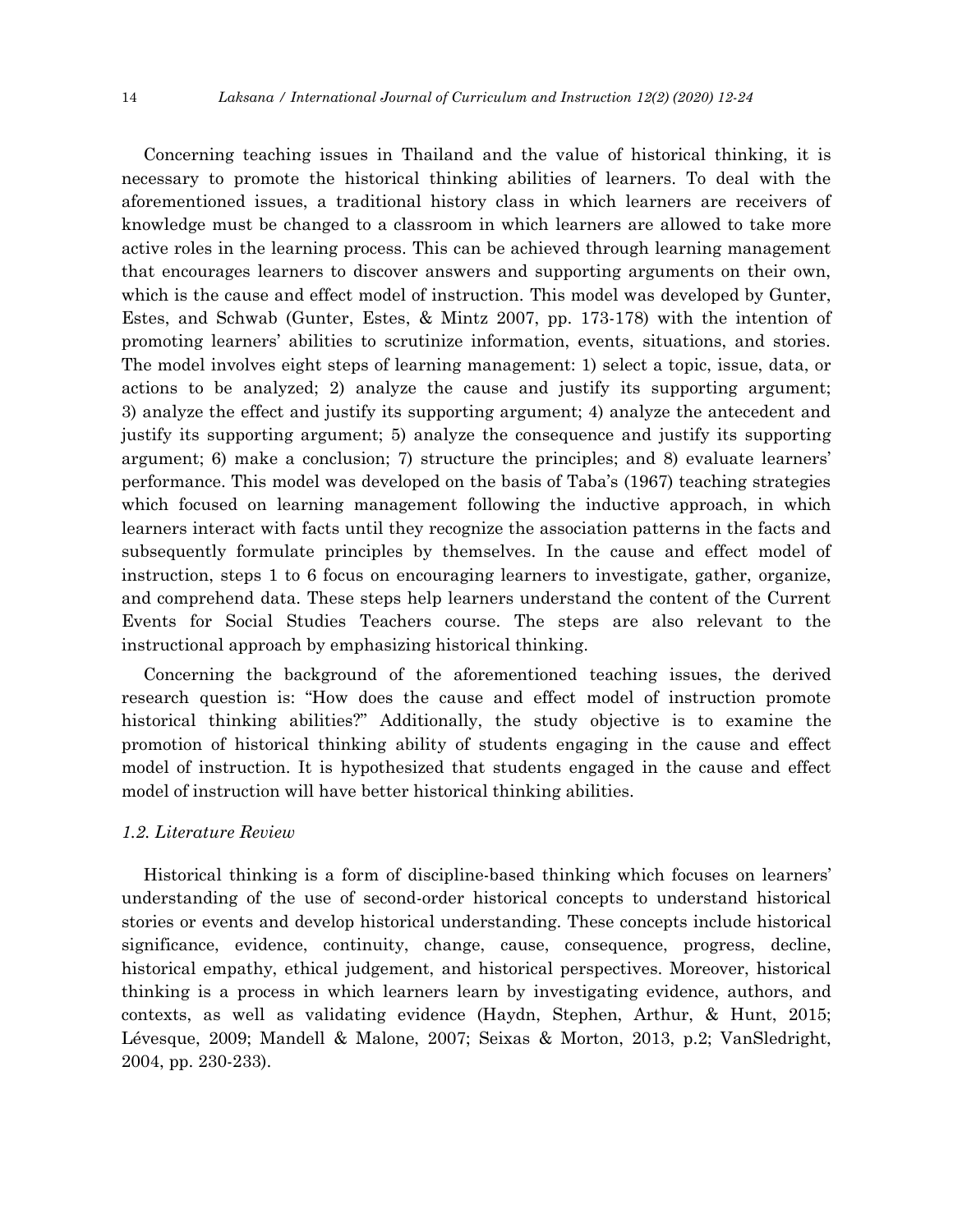Concerning teaching issues in Thailand and the value of historical thinking, it is necessary to promote the historical thinking abilities of learners. To deal with the aforementioned issues, a traditional history class in which learners are receivers of knowledge must be changed to a classroom in which learners are allowed to take more active roles in the learning process. This can be achieved through learning management that encourages learners to discover answers and supporting arguments on their own, which is the cause and effect model of instruction. This model was developed by Gunter, Estes, and Schwab (Gunter, Estes, & Mintz 2007, pp. 173-178) with the intention of promoting learners' abilities to scrutinize information, events, situations, and stories. The model involves eight steps of learning management: 1) select a topic, issue, data, or actions to be analyzed; 2) analyze the cause and justify its supporting argument; 3) analyze the effect and justify its supporting argument; 4) analyze the antecedent and justify its supporting argument; 5) analyze the consequence and justify its supporting argument; 6) make a conclusion; 7) structure the principles; and 8) evaluate learners' performance. This model was developed on the basis of Taba's (1967) teaching strategies which focused on learning management following the inductive approach, in which learners interact with facts until they recognize the association patterns in the facts and subsequently formulate principles by themselves. In the cause and effect model of instruction, steps 1 to 6 focus on encouraging learners to investigate, gather, organize, and comprehend data. These steps help learners understand the content of the Current Events for Social Studies Teachers course. The steps are also relevant to the instructional approach by emphasizing historical thinking.

Concerning the background of the aforementioned teaching issues, the derived research question is: "How does the cause and effect model of instruction promote historical thinking abilities?" Additionally, the study objective is to examine the promotion of historical thinking ability of students engaging in the cause and effect model of instruction. It is hypothesized that students engaged in the cause and effect model of instruction will have better historical thinking abilities.

### *1.2. Literature Review*

Historical thinking is a form of discipline-based thinking which focuses on learners' understanding of the use of second-order historical concepts to understand historical stories or events and develop historical understanding. These concepts include historical significance, evidence, continuity, change, cause, consequence, progress, decline, historical empathy, ethical judgement, and historical perspectives. Moreover, historical thinking is a process in which learners learn by investigating evidence, authors, and contexts, as well as validating evidence (Haydn, Stephen, Arthur, & Hunt, 2015; Lévesque, 2009; Mandell & Malone, 2007; Seixas & Morton, 2013, p.2; VanSledright, 2004, pp. 230-233).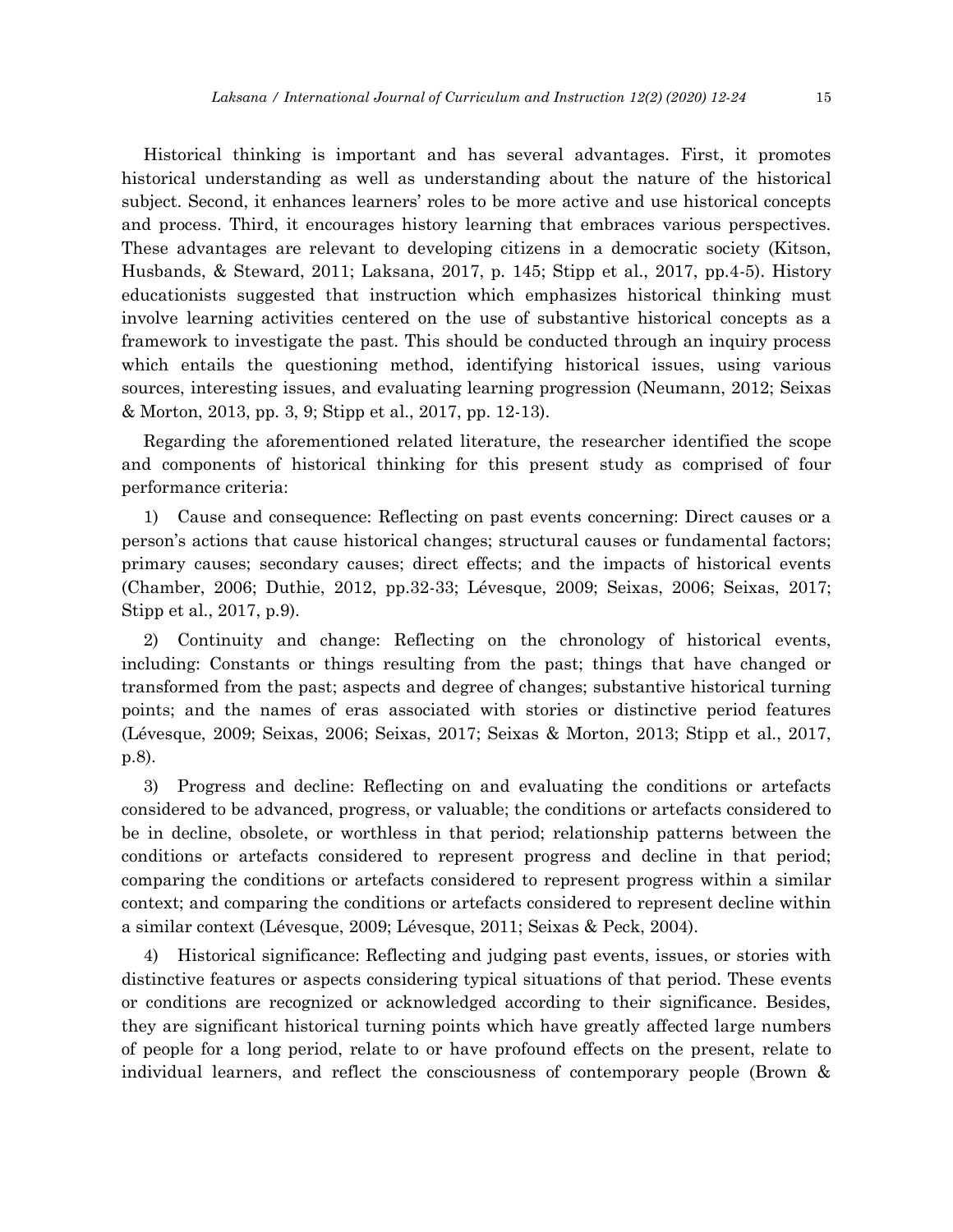Historical thinking is important and has several advantages. First, it promotes historical understanding as well as understanding about the nature of the historical subject. Second, it enhances learners' roles to be more active and use historical concepts and process. Third, it encourages history learning that embraces various perspectives. These advantages are relevant to developing citizens in a democratic society (Kitson, Husbands, & Steward, 2011; Laksana, 2017, p. 145; Stipp et al., 2017, pp.4-5). History educationists suggested that instruction which emphasizes historical thinking must involve learning activities centered on the use of substantive historical concepts as a framework to investigate the past. This should be conducted through an inquiry process which entails the questioning method, identifying historical issues, using various sources, interesting issues, and evaluating learning progression (Neumann, 2012; Seixas & Morton, 2013, pp. 3, 9; Stipp et al., 2017, pp. 12-13).

Regarding the aforementioned related literature, the researcher identified the scope and components of historical thinking for this present study as comprised of four performance criteria:

1) Cause and consequence: Reflecting on past events concerning: Direct causes or a person's actions that cause historical changes; structural causes or fundamental factors; primary causes; secondary causes; direct effects; and the impacts of historical events (Chamber, 2006; Duthie, 2012, pp.32-33; Lévesque, 2009; Seixas, 2006; Seixas, 2017; Stipp et al., 2017, p.9).

2) Continuity and change: Reflecting on the chronology of historical events, including: Constants or things resulting from the past; things that have changed or transformed from the past; aspects and degree of changes; substantive historical turning points; and the names of eras associated with stories or distinctive period features (Lévesque, 2009; Seixas, 2006; Seixas, 2017; Seixas & Morton, 2013; Stipp et al., 2017, p.8).

3) Progress and decline: Reflecting on and evaluating the conditions or artefacts considered to be advanced, progress, or valuable; the conditions or artefacts considered to be in decline, obsolete, or worthless in that period; relationship patterns between the conditions or artefacts considered to represent progress and decline in that period; comparing the conditions or artefacts considered to represent progress within a similar context; and comparing the conditions or artefacts considered to represent decline within a similar context (Lévesque, 2009; Lévesque, 2011; Seixas & Peck, 2004).

4) Historical significance: Reflecting and judging past events, issues, or stories with distinctive features or aspects considering typical situations of that period. These events or conditions are recognized or acknowledged according to their significance. Besides, they are significant historical turning points which have greatly affected large numbers of people for a long period, relate to or have profound effects on the present, relate to individual learners, and reflect the consciousness of contemporary people (Brown &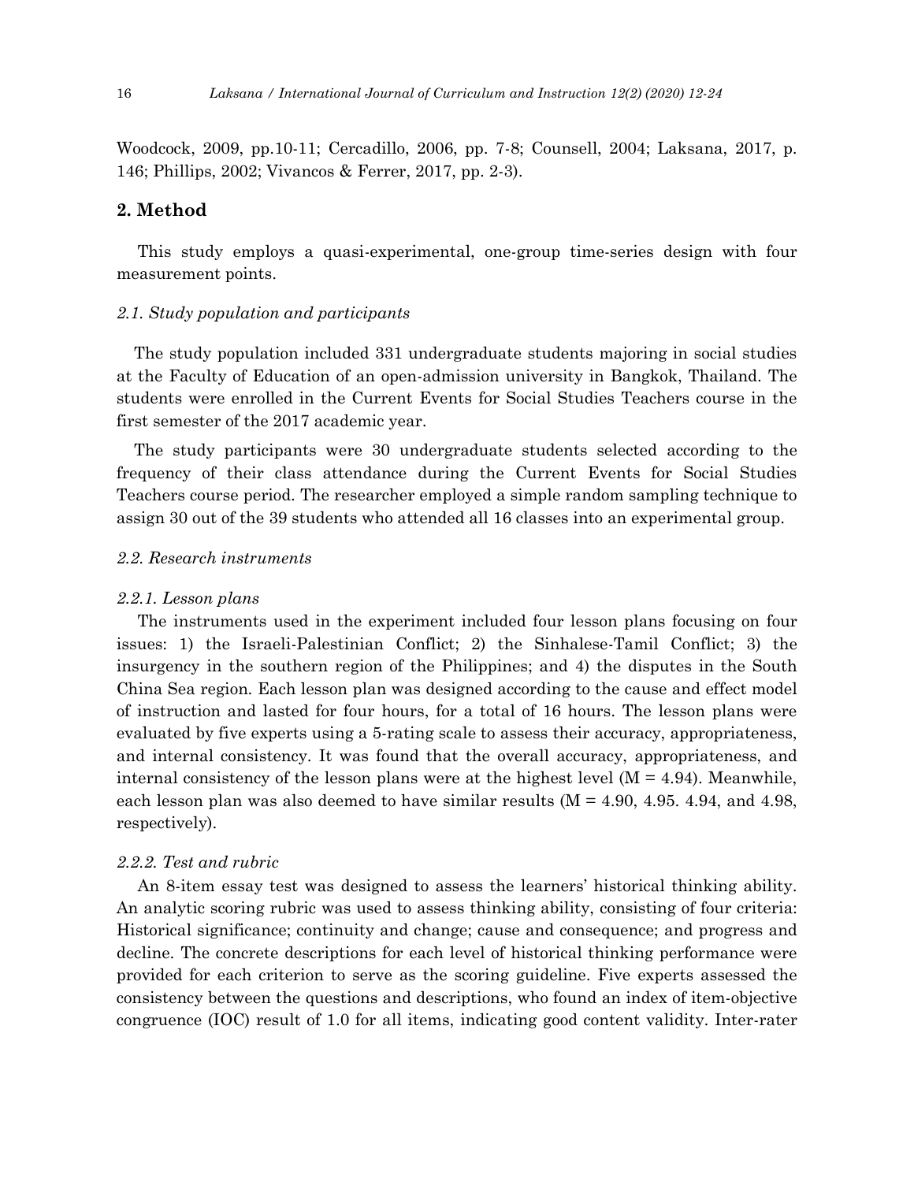Woodcock, 2009, pp.10-11; Cercadillo, 2006, pp. 7-8; Counsell, 2004; Laksana, 2017, p. 146; Phillips, 2002; Vivancos & Ferrer, 2017, pp. 2-3).

## 2. Method

This study employs a quasi-experimental, one-group time-series design with four measurement points.

### *2.1. Study population and participants*

The study population included 331 undergraduate students majoring in social studies at the Faculty of Education of an open-admission university in Bangkok, Thailand. The students were enrolled in the Current Events for Social Studies Teachers course in the first semester of the 2017 academic year.

The study participants were 30 undergraduate students selected according to the frequency of their class attendance during the Current Events for Social Studies Teachers course period. The researcher employed a simple random sampling technique to assign 30 out of the 39 students who attended all 16 classes into an experimental group.

### *2.2. Research instruments*

#### *2.2.1. Lesson plans*

The instruments used in the experiment included four lesson plans focusing on four issues: 1) the Israeli-Palestinian Conflict; 2) the Sinhalese-Tamil Conflict; 3) the insurgency in the southern region of the Philippines; and 4) the disputes in the South China Sea region. Each lesson plan was designed according to the cause and effect model of instruction and lasted for four hours, for a total of 16 hours. The lesson plans were evaluated by five experts using a 5-rating scale to assess their accuracy, appropriateness, and internal consistency. It was found that the overall accuracy, appropriateness, and internal consistency of the lesson plans were at the highest level ($M = 4.94$). Meanwhile, each lesson plan was also deemed to have similar results ($M = 4.90$, 4.95. 4.94, and 4.98, respectively).

#### *2.2.2. Test and rubric*

An 8-item essay test was designed to assess the learners' historical thinking ability. An analytic scoring rubric was used to assess thinking ability, consisting of four criteria: Historical significance; continuity and change; cause and consequence; and progress and decline. The concrete descriptions for each level of historical thinking performance were provided for each criterion to serve as the scoring guideline. Five experts assessed the consistency between the questions and descriptions, who found an index of item-objective congruence (IOC) result of 1.0 for all items, indicating good content validity. Inter-rater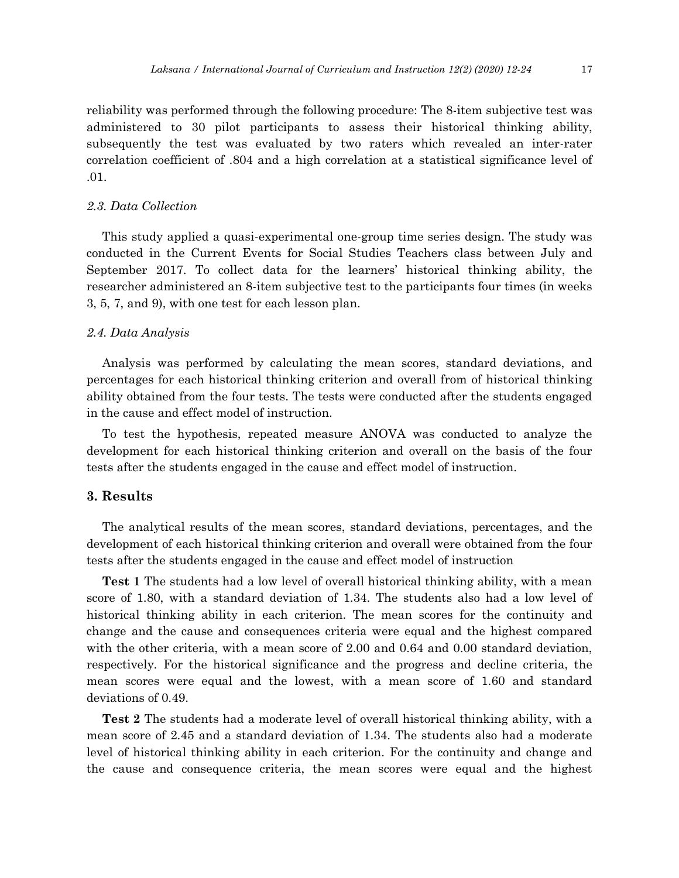reliability was performed through the following procedure: The 8-item subjective test was administered to 30 pilot participants to assess their historical thinking ability, subsequently the test was evaluated by two raters which revealed an inter-rater correlation coefficient of .804 and a high correlation at a statistical significance level of .01.

### *2.3. Data Collection*

This study applied a quasi-experimental one-group time series design. The study was conducted in the Current Events for Social Studies Teachers class between July and September 2017. To collect data for the learners' historical thinking ability, the researcher administered an 8-item subjective test to the participants four times (in weeks 3, 5, 7, and 9), with one test for each lesson plan.

### *2.4. Data Analysis*

Analysis was performed by calculating the mean scores, standard deviations, and percentages for each historical thinking criterion and overall from of historical thinking ability obtained from the four tests. The tests were conducted after the students engaged in the cause and effect model of instruction.

To test the hypothesis, repeated measure ANOVA was conducted to analyze the development for each historical thinking criterion and overall on the basis of the four tests after the students engaged in the cause and effect model of instruction.

## 3. Results

The analytical results of the mean scores, standard deviations, percentages, and the development of each historical thinking criterion and overall were obtained from the four tests after the students engaged in the cause and effect model of instruction

**Test 1** The students had a low level of overall historical thinking ability, with a mean score of 1.80, with a standard deviation of 1.34. The students also had a low level of historical thinking ability in each criterion. The mean scores for the continuity and change and the cause and consequences criteria were equal and the highest compared with the other criteria, with a mean score of 2.00 and 0.64 and 0.00 standard deviation, respectively. For the historical significance and the progress and decline criteria, the mean scores were equal and the lowest, with a mean score of 1.60 and standard deviations of 0.49.

**Test 2** The students had a moderate level of overall historical thinking ability, with a mean score of 2.45 and a standard deviation of 1.34. The students also had a moderate level of historical thinking ability in each criterion. For the continuity and change and the cause and consequence criteria, the mean scores were equal and the highest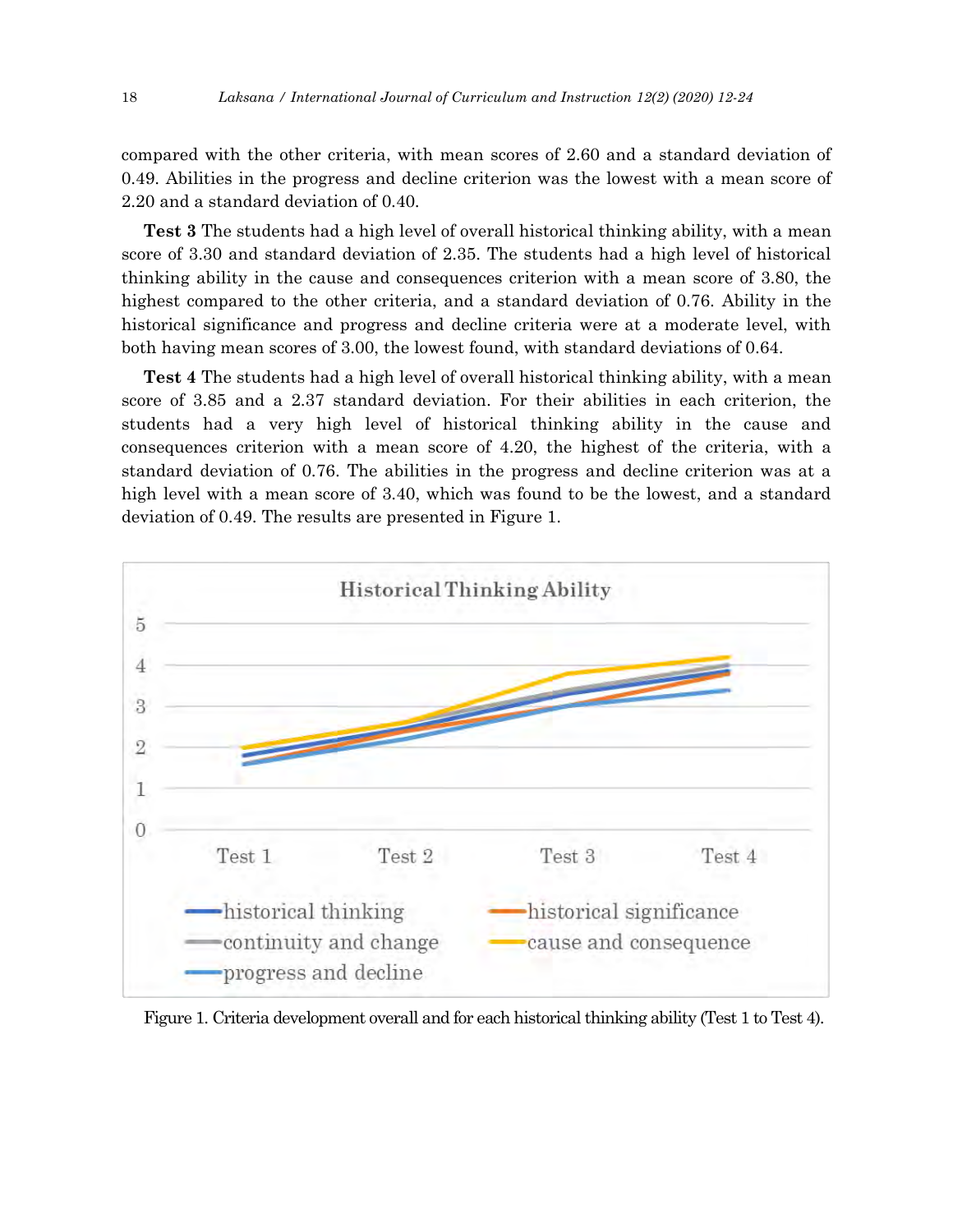compared with the other criteria, with mean scores of 2.60 and a standard deviation of 0.49. Abilities in the progress and decline criterion was the lowest with a mean score of 2.20 and a standard deviation of 0.40.

**Test 3** The students had a high level of overall historical thinking ability, with a mean score of 3.30 and standard deviation of 2.35. The students had a high level of historical thinking ability in the cause and consequences criterion with a mean score of 3.80, the highest compared to the other criteria, and a standard deviation of 0.76. Ability in the historical significance and progress and decline criteria were at a moderate level, with both having mean scores of 3.00, the lowest found, with standard deviations of 0.64.

**Test 4** The students had a high level of overall historical thinking ability, with a mean score of 3.85 and a 2.37 standard deviation. For their abilities in each criterion, the students had a very high level of historical thinking ability in the cause and consequences criterion with a mean score of 4.20, the highest of the criteria, with a standard deviation of 0.76. The abilities in the progress and decline criterion was at a high level with a mean score of 3.40, which was found to be the lowest, and a standard deviation of 0.49. The results are presented in Figure 1.

Figure 1. Criteria development overall and for each historical thinking ability (Test 1 to Test 4).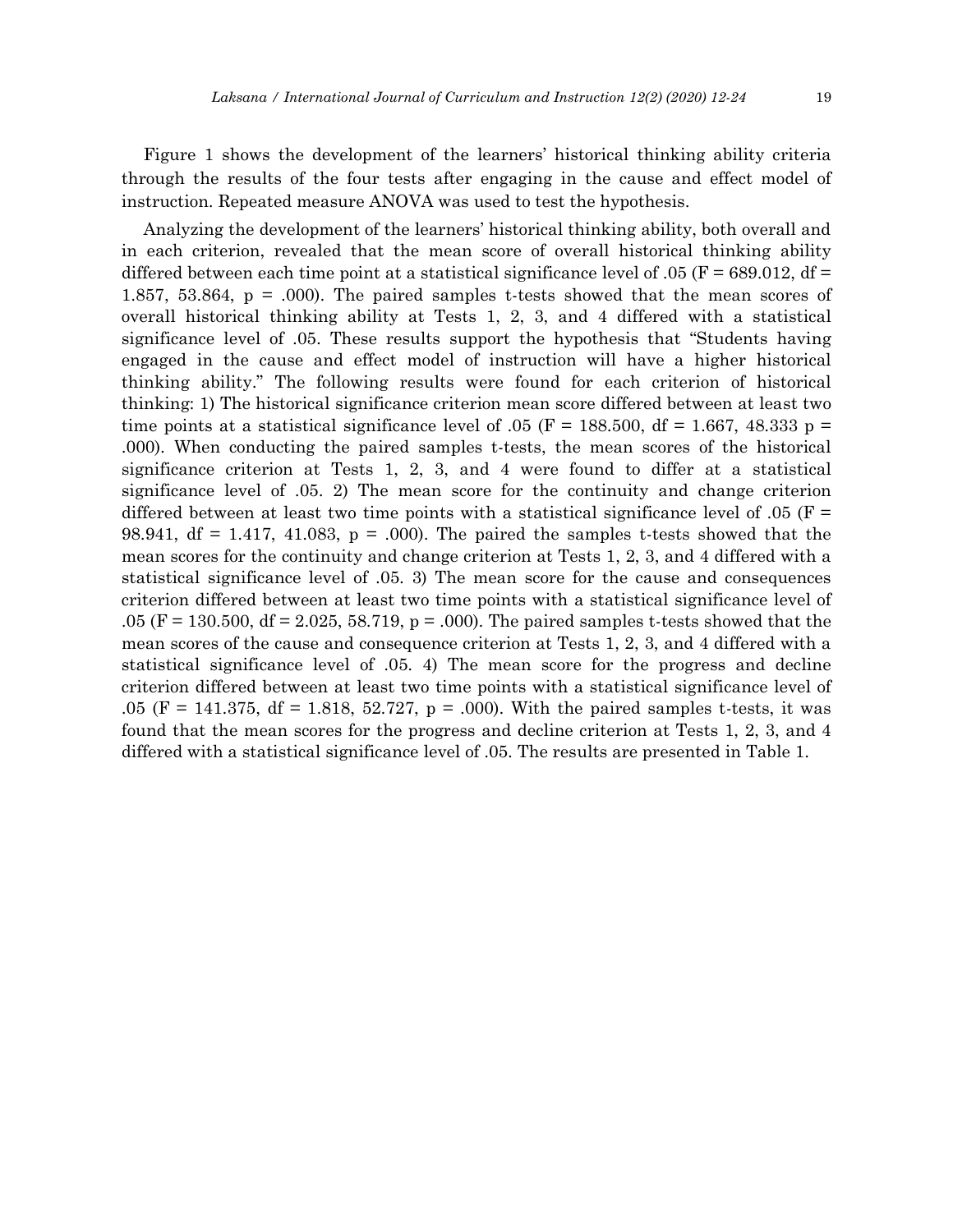Figure 1 shows the development of the learners' historical thinking ability criteria through the results of the four tests after engaging in the cause and effect model of instruction. Repeated measure ANOVA was used to test the hypothesis.

Analyzing the development of the learners' historical thinking ability, both overall and in each criterion, revealed that the mean score of overall historical thinking ability differed between each time point at a statistical significance level of .05 ($F = 689.012$, $df = 1.857, 53.864$, $p = .000$). The paired samples t-tests showed that the mean scores of overall historical thinking ability at Tests 1, 2, 3, and 4 differed with a statistical significance level of .05. These results support the hypothesis that "Students having engaged in the cause and effect model of instruction will have a higher historical thinking ability." The following results were found for each criterion of historical thinking: 1) The historical significance criterion mean score differed between at least two time points at a statistical significance level of .05 ($F = 188.500$, $df = 1.667, 48.333$ $p = .000$). When conducting the paired samples t-tests, the mean scores of the historical significance criterion at Tests 1, 2, 3, and 4 were found to differ at a statistical significance level of .05. 2) The mean score for the continuity and change criterion differed between at least two time points with a statistical significance level of .05 ($F = 98.941$, $df = 1.417, 41.083$, $p = .000$). The paired the samples t-tests showed that the mean scores for the continuity and change criterion at Tests 1, 2, 3, and 4 differed with a statistical significance level of .05. 3) The mean score for the cause and consequences criterion differed between at least two time points with a statistical significance level of .05 ($F = 130.500$, $df = 2.025, 58.719$, $p = .000$). The paired samples t-tests showed that the mean scores of the cause and consequence criterion at Tests 1, 2, 3, and 4 differed with a statistical significance level of .05. 4) The mean score for the progress and decline criterion differed between at least two time points with a statistical significance level of .05 ($F = 141.375$, $df = 1.818, 52.727$, $p = .000$). With the paired samples t-tests, it was found that the mean scores for the progress and decline criterion at Tests 1, 2, 3, and 4 differed with a statistical significance level of .05. The results are presented in Table 1.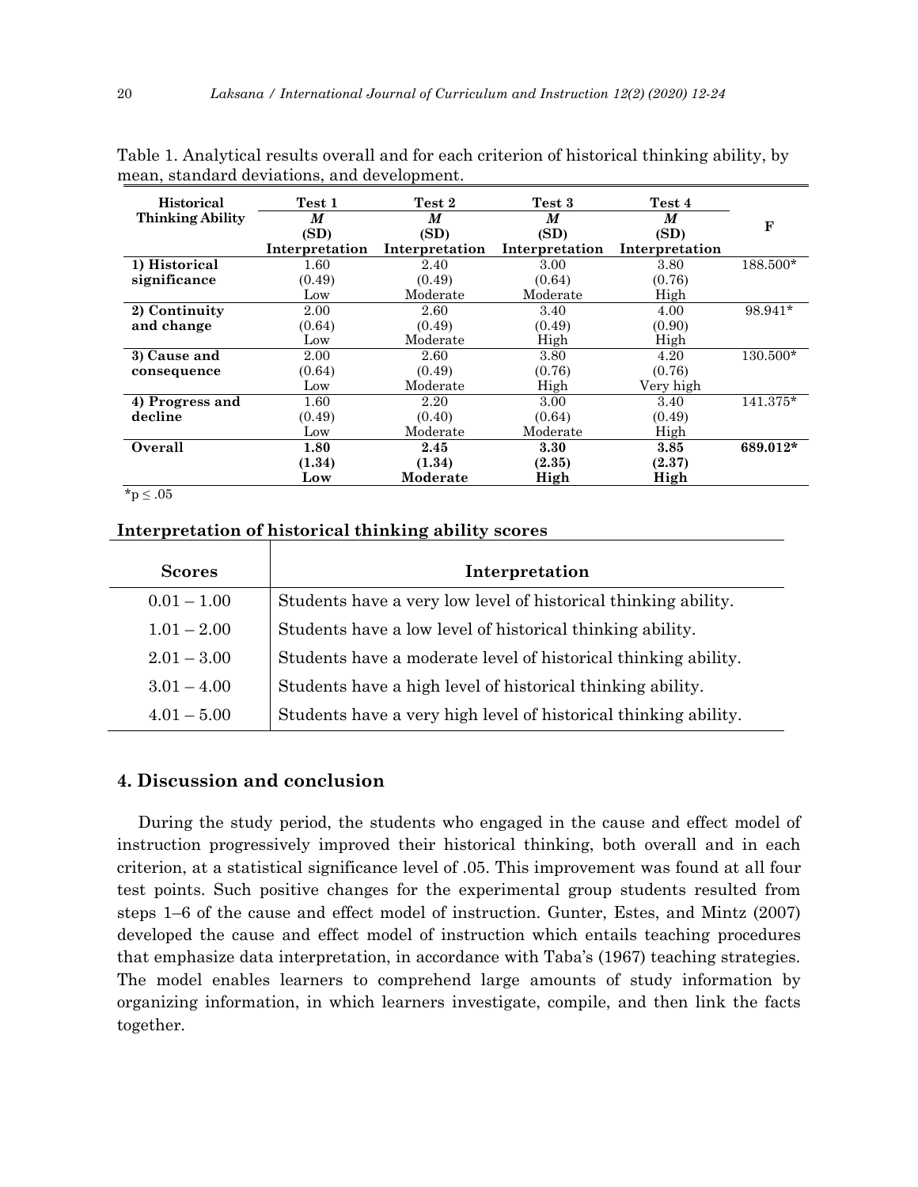Table 1. Analytical results overall and for each criterion of historical thinking ability, by mean, standard deviations, and development.

| Historical Thinking Ability | Test 1<br>*M*<br>(SD)<br>Interpretation | Test 2<br>*M*<br>(SD)<br>Interpretation | Test 3<br>*M*<br>(SD)<br>Interpretation | Test 4<br>*M*<br>(SD)<br>Interpretation | F |
|---|---|---|---|---|---|
| **1) Historical significance** | 1.60<br>(0.49)<br>Low | 2.40<br>(0.49)<br>Moderate | 3.00<br>(0.64)<br>Moderate | 3.80<br>(0.76)<br>High | 188.500* |
| **2) Continuity and change** | 2.00<br>(0.64)<br>Low | 2.60<br>(0.49)<br>Moderate | 3.40<br>(0.49)<br>High | 4.00<br>(0.90)<br>High | 98.941* |
| **3) Cause and consequence** | 2.00<br>(0.64)<br>Low | 2.60<br>(0.49)<br>Moderate | 3.80<br>(0.76)<br>High | 4.20<br>(0.76)<br>Very high | 130.500* |
| **4) Progress and decline** | 1.60<br>(0.49)<br>Low | 2.20<br>(0.40)<br>Moderate | 3.00<br>(0.64)<br>Moderate | 3.40<br>(0.49)<br>High | 141.375* |
| **Overall** | **1.80**<br>**(1.34)**<br>**Low** | **2.45**<br>**(1.34)**<br>**Moderate** | **3.30**<br>**(2.35)**<br>**High** | **3.85**<br>**(2.37)**<br>**High** | **689.012*** |

*$p \leq .05$

**Interpretation of historical thinking ability scores**

| Scores | Interpretation |
|---|---|
| 0.01 – 1.00 | Students have a very low level of historical thinking ability. |
| 1.01 – 2.00 | Students have a low level of historical thinking ability. |
| 2.01 – 3.00 | Students have a moderate level of historical thinking ability. |
| 3.01 – 4.00 | Students have a high level of historical thinking ability. |
| 4.01 – 5.00 | Students have a very high level of historical thinking ability. |

## 4. Discussion and conclusion

During the study period, the students who engaged in the cause and effect model of instruction progressively improved their historical thinking, both overall and in each criterion, at a statistical significance level of .05. This improvement was found at all four test points. Such positive changes for the experimental group students resulted from steps 1–6 of the cause and effect model of instruction. Gunter, Estes, and Mintz (2007) developed the cause and effect model of instruction which entails teaching procedures that emphasize data interpretation, in accordance with Taba's (1967) teaching strategies. The model enables learners to comprehend large amounts of study information by organizing information, in which learners investigate, compile, and then link the facts together.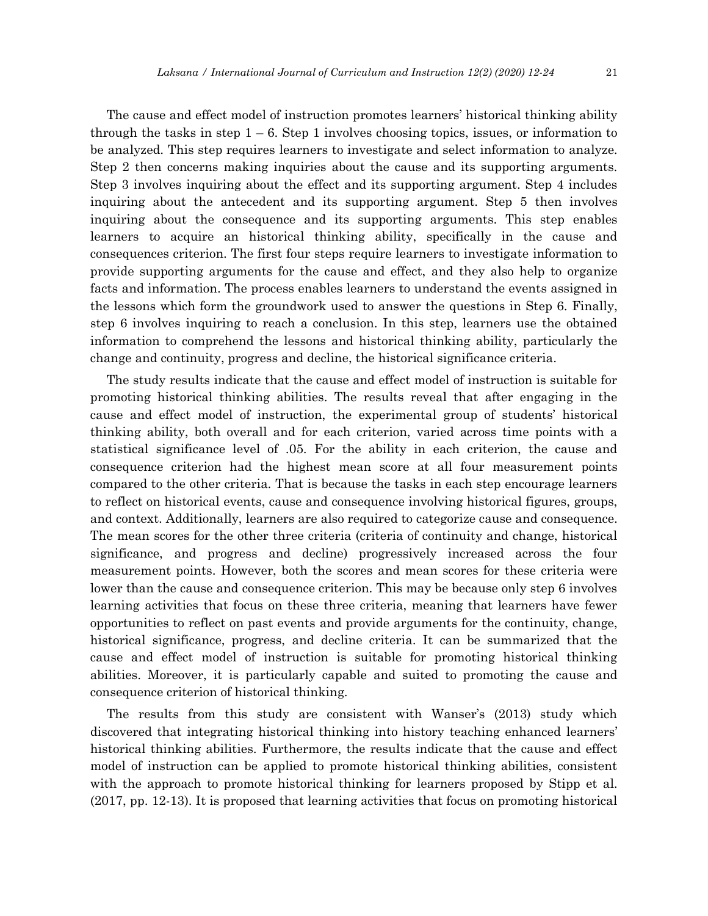The cause and effect model of instruction promotes learners' historical thinking ability through the tasks in step 1 – 6. Step 1 involves choosing topics, issues, or information to be analyzed. This step requires learners to investigate and select information to analyze. Step 2 then concerns making inquiries about the cause and its supporting arguments. Step 3 involves inquiring about the effect and its supporting argument. Step 4 includes inquiring about the antecedent and its supporting argument. Step 5 then involves inquiring about the consequence and its supporting arguments. This step enables learners to acquire an historical thinking ability, specifically in the cause and consequences criterion. The first four steps require learners to investigate information to provide supporting arguments for the cause and effect, and they also help to organize facts and information. The process enables learners to understand the events assigned in the lessons which form the groundwork used to answer the questions in Step 6. Finally, step 6 involves inquiring to reach a conclusion. In this step, learners use the obtained information to comprehend the lessons and historical thinking ability, particularly the change and continuity, progress and decline, the historical significance criteria.

The study results indicate that the cause and effect model of instruction is suitable for promoting historical thinking abilities. The results reveal that after engaging in the cause and effect model of instruction, the experimental group of students' historical thinking ability, both overall and for each criterion, varied across time points with a statistical significance level of .05. For the ability in each criterion, the cause and consequence criterion had the highest mean score at all four measurement points compared to the other criteria. That is because the tasks in each step encourage learners to reflect on historical events, cause and consequence involving historical figures, groups, and context. Additionally, learners are also required to categorize cause and consequence. The mean scores for the other three criteria (criteria of continuity and change, historical significance, and progress and decline) progressively increased across the four measurement points. However, both the scores and mean scores for these criteria were lower than the cause and consequence criterion. This may be because only step 6 involves learning activities that focus on these three criteria, meaning that learners have fewer opportunities to reflect on past events and provide arguments for the continuity, change, historical significance, progress, and decline criteria. It can be summarized that the cause and effect model of instruction is suitable for promoting historical thinking abilities. Moreover, it is particularly capable and suited to promoting the cause and consequence criterion of historical thinking.

The results from this study are consistent with Wanser's (2013) study which discovered that integrating historical thinking into history teaching enhanced learners' historical thinking abilities. Furthermore, the results indicate that the cause and effect model of instruction can be applied to promote historical thinking abilities, consistent with the approach to promote historical thinking for learners proposed by Stipp et al. (2017, pp. 12-13). It is proposed that learning activities that focus on promoting historical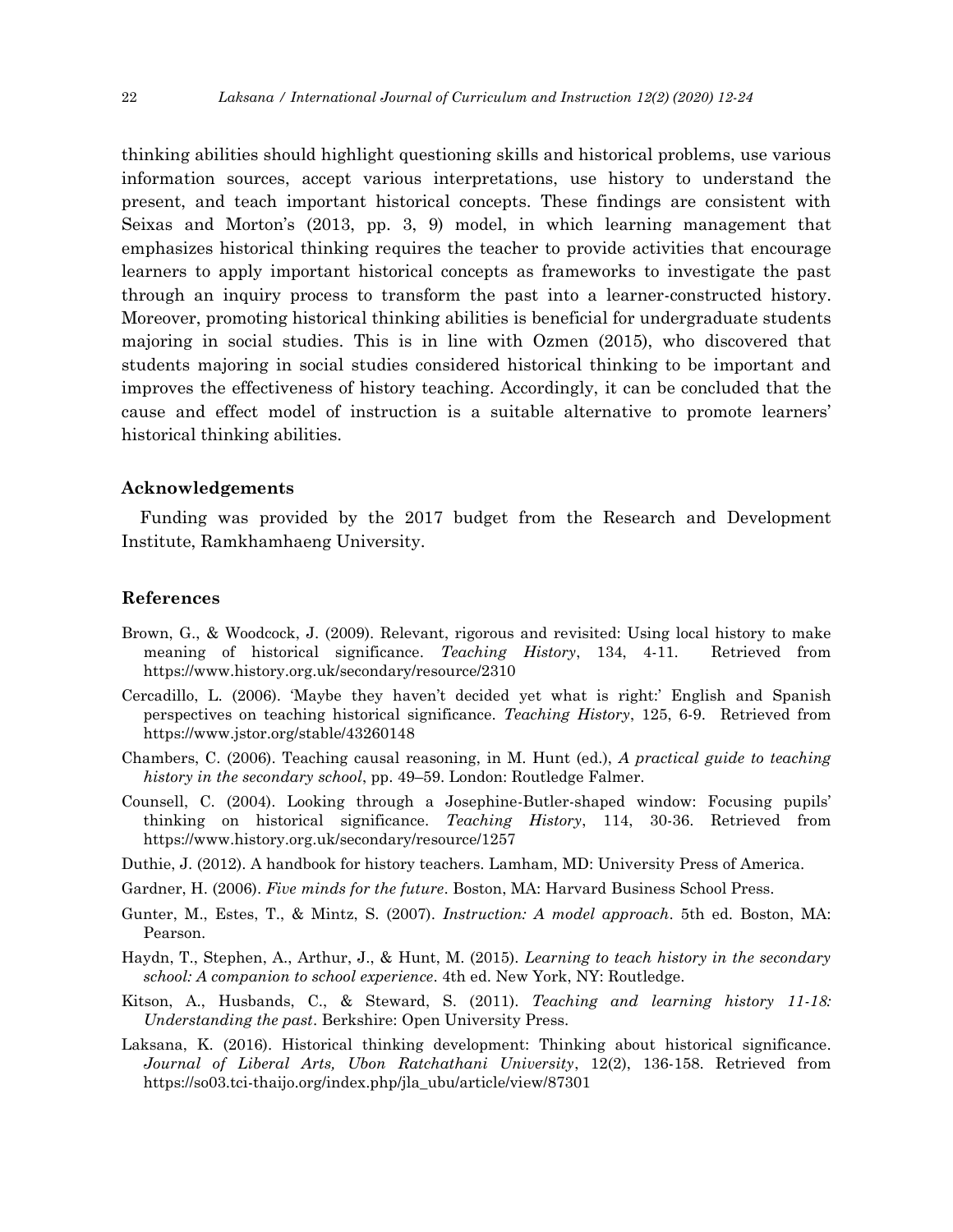thinking abilities should highlight questioning skills and historical problems, use various information sources, accept various interpretations, use history to understand the present, and teach important historical concepts. These findings are consistent with Seixas and Morton's (2013, pp. 3, 9) model, in which learning management that emphasizes historical thinking requires the teacher to provide activities that encourage learners to apply important historical concepts as frameworks to investigate the past through an inquiry process to transform the past into a learner-constructed history. Moreover, promoting historical thinking abilities is beneficial for undergraduate students majoring in social studies. This is in line with Ozmen (2015), who discovered that students majoring in social studies considered historical thinking to be important and improves the effectiveness of history teaching. Accordingly, it can be concluded that the cause and effect model of instruction is a suitable alternative to promote learners' historical thinking abilities.

## Acknowledgements

Funding was provided by the 2017 budget from the Research and Development Institute, Ramkhamhaeng University.

## References

Brown, G., & Woodcock, J. (2009). Relevant, rigorous and revisited: Using local history to make meaning of historical significance. *Teaching History*, 134, 4-11. Retrieved from https://www.history.org.uk/secondary/resource/2310

Cercadillo, L. (2006). 'Maybe they haven't decided yet what is right:' English and Spanish perspectives on teaching historical significance. *Teaching History*, 125, 6-9. Retrieved from https://www.jstor.org/stable/43260148

Chambers, C. (2006). Teaching causal reasoning, in M. Hunt (ed.), *A practical guide to teaching history in the secondary school*, pp. 49–59. London: Routledge Falmer.

Counsell, C. (2004). Looking through a Josephine-Butler-shaped window: Focusing pupils' thinking on historical significance. *Teaching History*, 114, 30-36. Retrieved from https://www.history.org.uk/secondary/resource/1257

Duthie, J. (2012). A handbook for history teachers. Lamham, MD: University Press of America.

Gardner, H. (2006). *Five minds for the future*. Boston, MA: Harvard Business School Press.

Gunter, M., Estes, T., & Mintz, S. (2007). *Instruction: A model approach*. 5th ed. Boston, MA: Pearson.

Haydn, T., Stephen, A., Arthur, J., & Hunt, M. (2015). *Learning to teach history in the secondary school: A companion to school experience*. 4th ed. New York, NY: Routledge.

Kitson, A., Husbands, C., & Steward, S. (2011). *Teaching and learning history 11-18: Understanding the past*. Berkshire: Open University Press.

Laksana, K. (2016). Historical thinking development: Thinking about historical significance. *Journal of Liberal Arts, Ubon Ratchathani University*, 12(2), 136-158. Retrieved from https://so03.tci-thaijo.org/index.php/jla_ubu/article/view/87301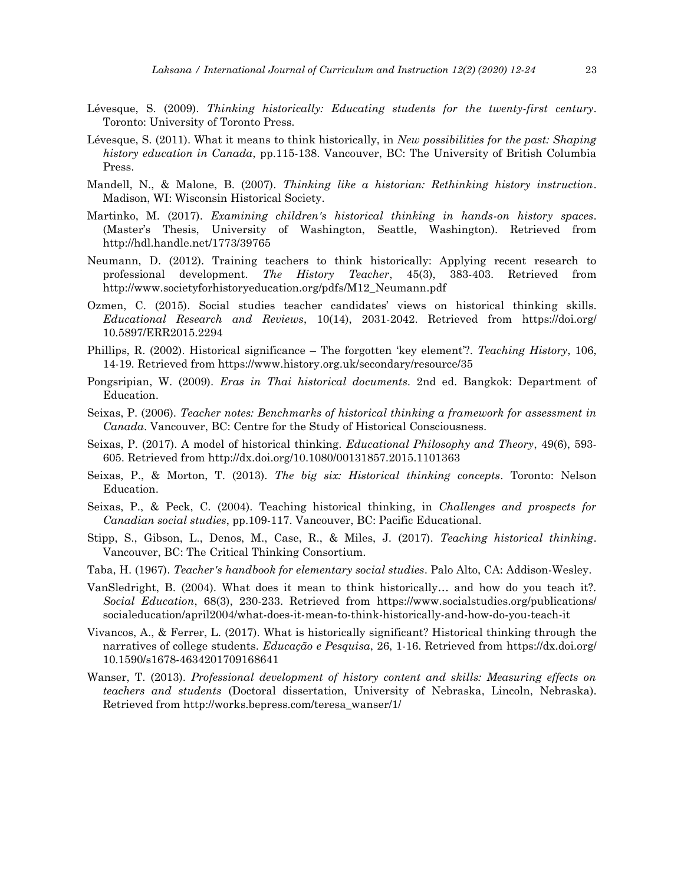Lévesque, S. (2009). *Thinking historically: Educating students for the twenty-first century*. Toronto: University of Toronto Press.

Lévesque, S. (2011). What it means to think historically, in *New possibilities for the past: Shaping history education in Canada*, pp.115-138. Vancouver, BC: The University of British Columbia Press.

Mandell, N., & Malone, B. (2007). *Thinking like a historian: Rethinking history instruction*. Madison, WI: Wisconsin Historical Society.

Martinko, M. (2017). *Examining children's historical thinking in hands-on history spaces*. (Master's Thesis, University of Washington, Seattle, Washington). Retrieved from http://hdl.handle.net/1773/39765

Neumann, D. (2012). Training teachers to think historically: Applying recent research to professional development. *The History Teacher*, 45(3), 383-403. Retrieved from http://www.societyforhistoryeducation.org/pdfs/M12_Neumann.pdf

Ozmen, C. (2015). Social studies teacher candidates' views on historical thinking skills. *Educational Research and Reviews*, 10(14), 2031-2042. Retrieved from https://doi.org/10.5897/ERR2015.2294

Phillips, R. (2002). Historical significance – The forgotten 'key element'?. *Teaching History*, 106, 14-19. Retrieved from https://www.history.org.uk/secondary/resource/35

Pongsripian, W. (2009). *Eras in Thai historical documents*. 2nd ed. Bangkok: Department of Education.

Seixas, P. (2006). *Teacher notes: Benchmarks of historical thinking a framework for assessment in Canada*. Vancouver, BC: Centre for the Study of Historical Consciousness.

Seixas, P. (2017). A model of historical thinking. *Educational Philosophy and Theory*, 49(6), 593-605. Retrieved from http://dx.doi.org/10.1080/00131857.2015.1101363

Seixas, P., & Morton, T. (2013). *The big six: Historical thinking concepts*. Toronto: Nelson Education.

Seixas, P., & Peck, C. (2004). Teaching historical thinking, in *Challenges and prospects for Canadian social studies*, pp.109-117. Vancouver, BC: Pacific Educational.

Stipp, S., Gibson, L., Denos, M., Case, R., & Miles, J. (2017). *Teaching historical thinking*. Vancouver, BC: The Critical Thinking Consortium.

Taba, H. (1967). *Teacher's handbook for elementary social studies*. Palo Alto, CA: Addison-Wesley.

VanSledright, B. (2004). What does it mean to think historically… and how do you teach it?. *Social Education*, 68(3), 230-233. Retrieved from https://www.socialstudies.org/publications/socialeducation/april2004/what-does-it-mean-to-think-historically-and-how-do-you-teach-it

Vivancos, A., & Ferrer, L. (2017). What is historically significant? Historical thinking through the narratives of college students. *Educação e Pesquisa*, 26, 1-16. Retrieved from https://dx.doi.org/10.1590/s1678-4634201709168641

Wanser, T. (2013). *Professional development of history content and skills: Measuring effects on teachers and students* (Doctoral dissertation, University of Nebraska, Lincoln, Nebraska). Retrieved from http://works.bepress.com/teresa_wanser/1/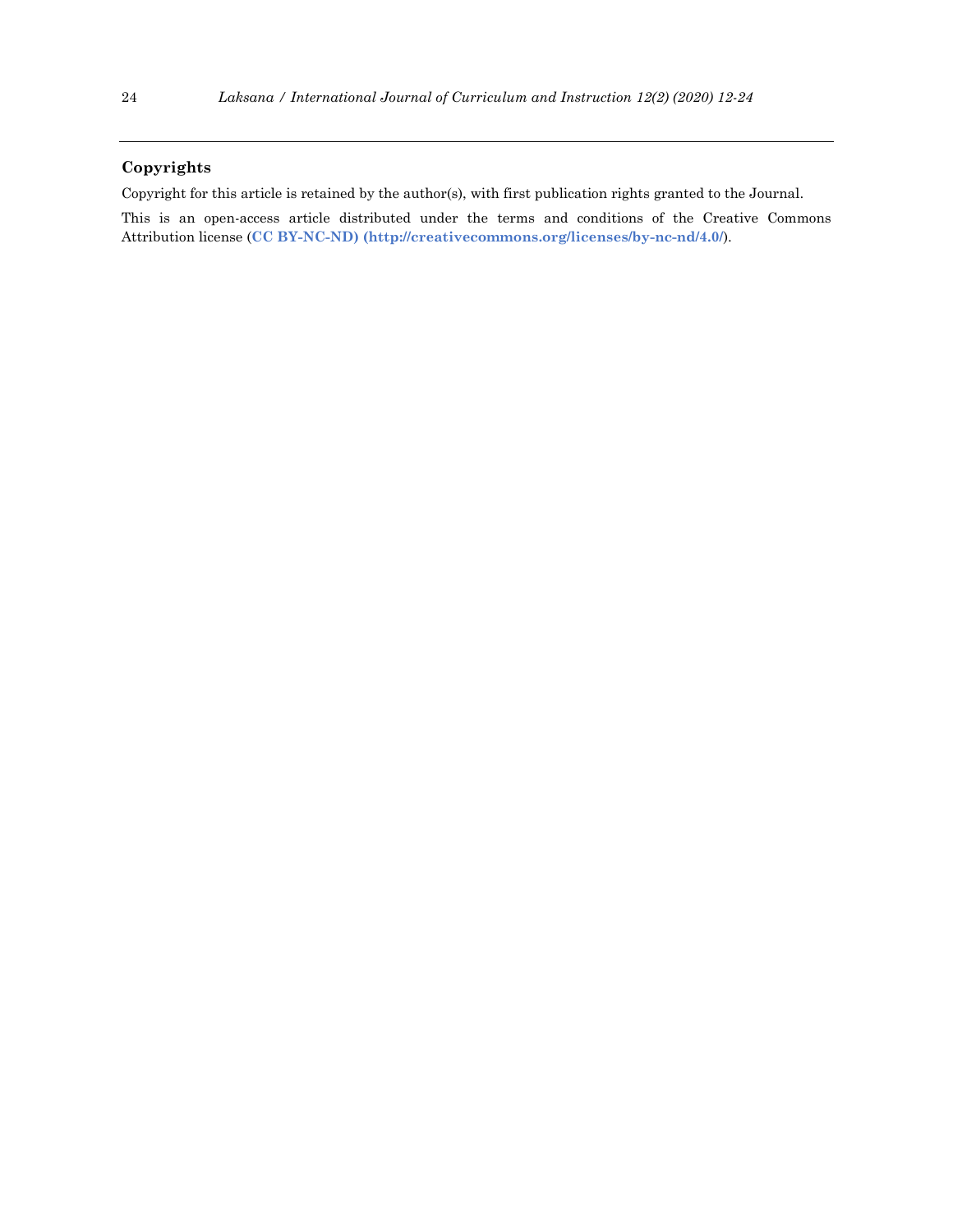## Copyrights

Copyright for this article is retained by the author(s), with first publication rights granted to the Journal.

This is an open-access article distributed under the terms and conditions of the Creative Commons Attribution license (**CC BY-NC-ND) (http://creativecommons.org/licenses/by-nc-nd/4.0/**).